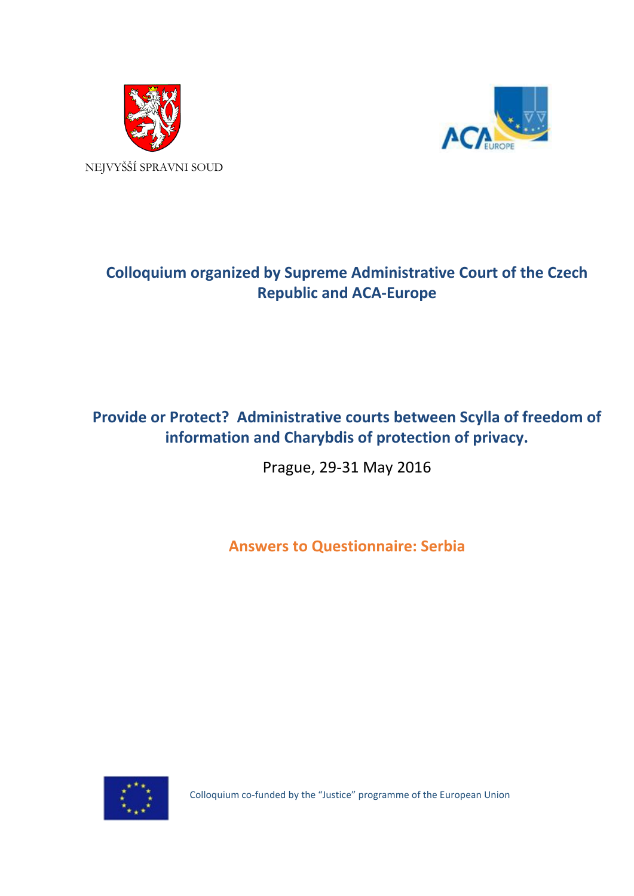NEJVYŠŠÍ SPRAVNI SOUD

**Colloquium organized by Supreme Administrative Court of the Czech Republic and ACA-Europe**

## Provide or Protect? Administrative courts between Scylla of freedom of information and Charybdis of protection of privacy.

Prague, 29-31 May 2016

## Answers to Questionnaire: Serbia

Colloquium co-funded by the "Justice" programme of the European Union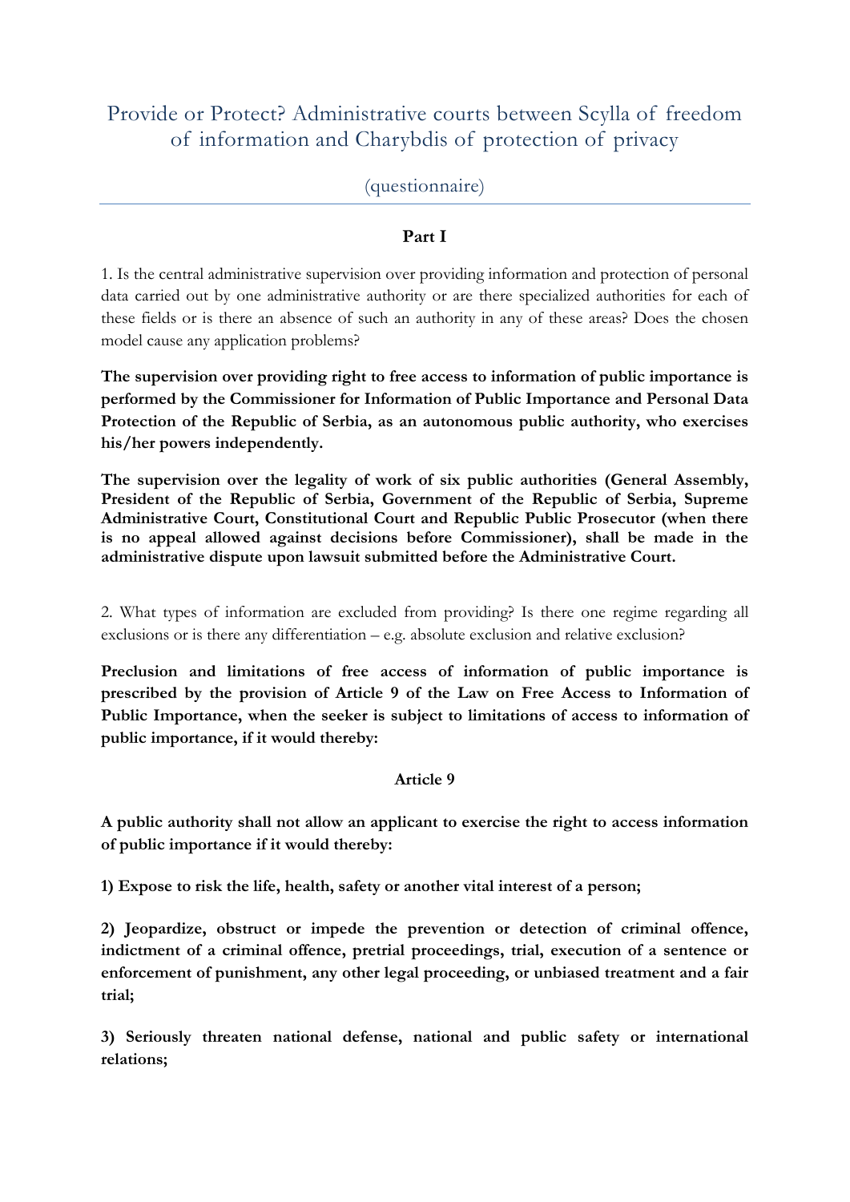# Provide or Protect? Administrative courts between Scylla of freedom of information and Charybdis of protection of privacy

(questionnaire)

## Part I

1. Is the central administrative supervision over providing information and protection of personal data carried out by one administrative authority or are there specialized authorities for each of these fields or is there an absence of such an authority in any of these areas? Does the chosen model cause any application problems?

**The supervision over providing right to free access to information of public importance is performed by the Commissioner for Information of Public Importance and Personal Data Protection of the Republic of Serbia, as an autonomous public authority, who exercises his/her powers independently.**

**The supervision over the legality of work of six public authorities (General Assembly, President of the Republic of Serbia, Government of the Republic of Serbia, Supreme Administrative Court, Constitutional Court and Republic Public Prosecutor (when there is no appeal allowed against decisions before Commissioner), shall be made in the administrative dispute upon lawsuit submitted before the Administrative Court.**

2. What types of information are excluded from providing? Is there one regime regarding all exclusions or is there any differentiation – e.g. absolute exclusion and relative exclusion?

**Preclusion and limitations of free access of information of public importance is prescribed by the provision of Article 9 of the Law on Free Access to Information of Public Importance, when the seeker is subject to limitations of access to information of public importance, if it would thereby:**

**Article 9**

**A public authority shall not allow an applicant to exercise the right to access information of public importance if it would thereby:**

**1) Expose to risk the life, health, safety or another vital interest of a person;**

**2) Jeopardize, obstruct or impede the prevention or detection of criminal offence, indictment of a criminal offence, pretrial proceedings, trial, execution of a sentence or enforcement of punishment, any other legal proceeding, or unbiased treatment and a fair trial;**

**3) Seriously threaten national defense, national and public safety or international relations;**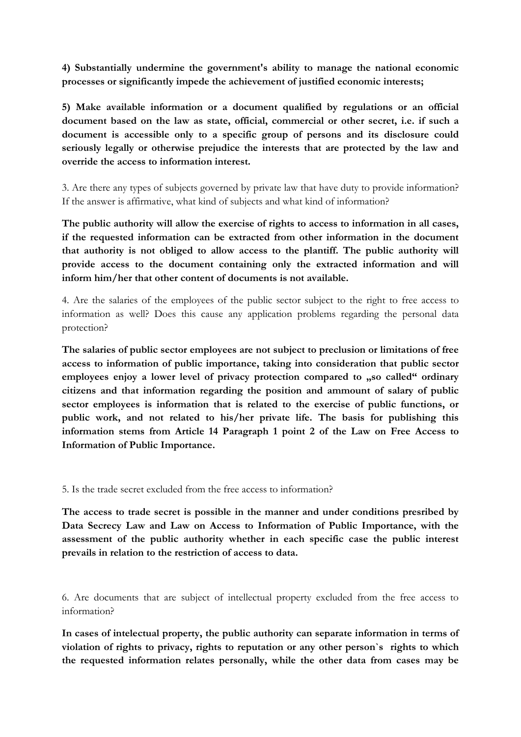**4) Substantially undermine the government's ability to manage the national economic processes or significantly impede the achievement of justified economic interests;**

**5) Make available information or a document qualified by regulations or an official document based on the law as state, official, commercial or other secret, i.e. if such a document is accessible only to a specific group of persons and its disclosure could seriously legally or otherwise prejudice the interests that are protected by the law and override the access to information interest.**

3. Are there any types of subjects governed by private law that have duty to provide information? If the answer is affirmative, what kind of subjects and what kind of information?

**The public authority will allow the exercise of rights to access to information in all cases, if the requested information can be extracted from other information in the document that authority is not obliged to allow access to the plantiff. The public authority will provide access to the document containing only the extracted information and will inform him/her that other content of documents is not available.**

4. Are the salaries of the employees of the public sector subject to the right to free access to information as well? Does this cause any application problems regarding the personal data protection?

**The salaries of public sector employees are not subject to preclusion or limitations of free access to information of public importance, taking into consideration that public sector employees enjoy a lower level of privacy protection compared to „so called" ordinary citizens and that information regarding the position and ammount of salary of public sector employees is information that is related to the exercise of public functions, or public work, and not related to his/her private life. The basis for publishing this information stems from Article 14 Paragraph 1 point 2 of the Law on Free Access to Information of Public Importance.**

5. Is the trade secret excluded from the free access to information?

**The access to trade secret is possible in the manner and under conditions presribed by Data Secrecy Law and Law on Access to Information of Public Importance, with the assessment of the public authority whether in each specific case the public interest prevails in relation to the restriction of access to data.**

6. Are documents that are subject of intellectual property excluded from the free access to information?

**In cases of intelectual property, the public authority can separate information in terms of violation of rights to privacy, rights to reputation or any other person`s rights to which the requested information relates personally, while the other data from cases may be**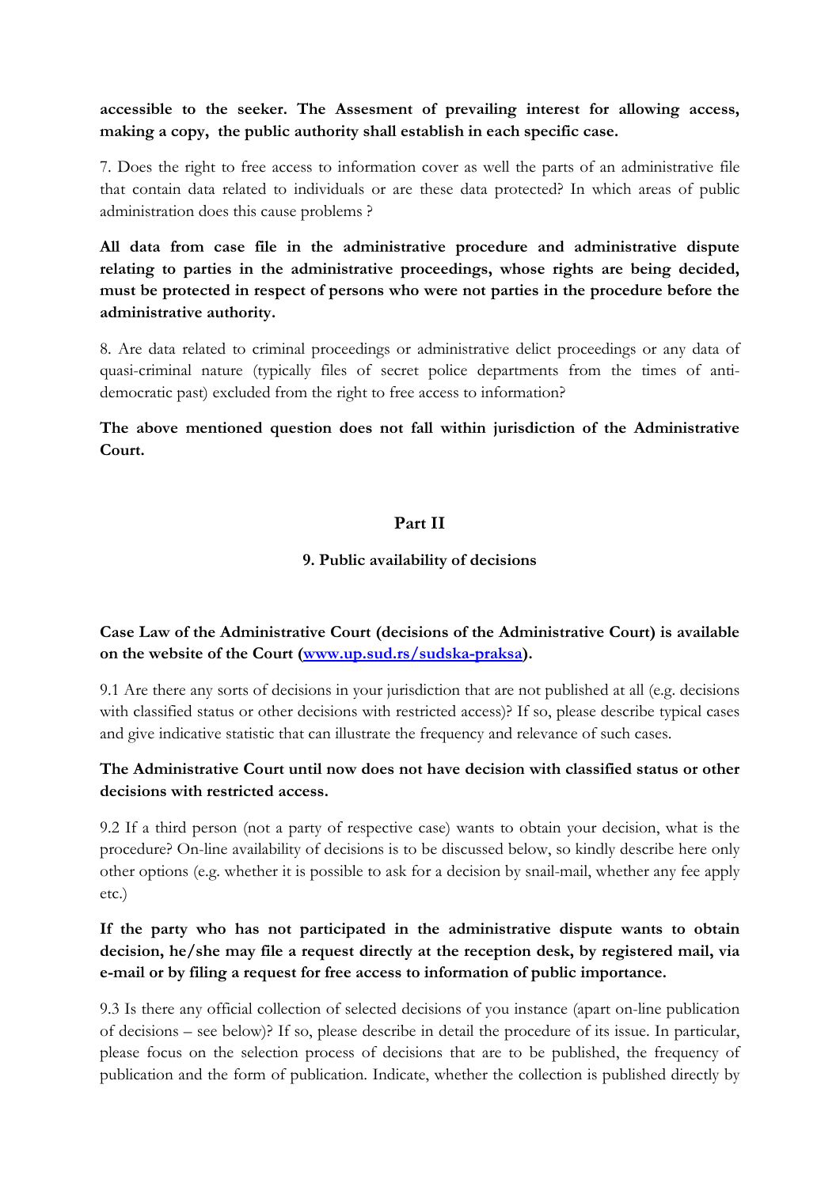**accessible to the seeker. The Assesment of prevailing interest for allowing access, making a copy, the public authority shall establish in each specific case.**

7. Does the right to free access to information cover as well the parts of an administrative file that contain data related to individuals or are these data protected? In which areas of public administration does this cause problems ?

**All data from case file in the administrative procedure and administrative dispute relating to parties in the administrative proceedings, whose rights are being decided, must be protected in respect of persons who were not parties in the procedure before the administrative authority.**

8. Are data related to criminal proceedings or administrative delict proceedings or any data of quasi-criminal nature (typically files of secret police departments from the times of anti-democratic past) excluded from the right to free access to information?

**The above mentioned question does not fall within jurisdiction of the Administrative Court.**

## Part II

### 9. Public availability of decisions

**Case Law of the Administrative Court (decisions of the Administrative Court) is available on the website of the Court ([www.up.sud.rs/sudska-praksa](www.up.sud.rs/sudska-praksa)).**

9.1 Are there any sorts of decisions in your jurisdiction that are not published at all (e.g. decisions with classified status or other decisions with restricted access)? If so, please describe typical cases and give indicative statistic that can illustrate the frequency and relevance of such cases.

**The Administrative Court until now does not have decision with classified status or other decisions with restricted access.**

9.2 If a third person (not a party of respective case) wants to obtain your decision, what is the procedure? On-line availability of decisions is to be discussed below, so kindly describe here only other options (e.g. whether it is possible to ask for a decision by snail-mail, whether any fee apply etc.)

**If the party who has not participated in the administrative dispute wants to obtain decision, he/she may file a request directly at the reception desk, by registered mail, via e-mail or by filing a request for free access to information of public importance.**

9.3 Is there any official collection of selected decisions of you instance (apart on-line publication of decisions – see below)? If so, please describe in detail the procedure of its issue. In particular, please focus on the selection process of decisions that are to be published, the frequency of publication and the form of publication. Indicate, whether the collection is published directly by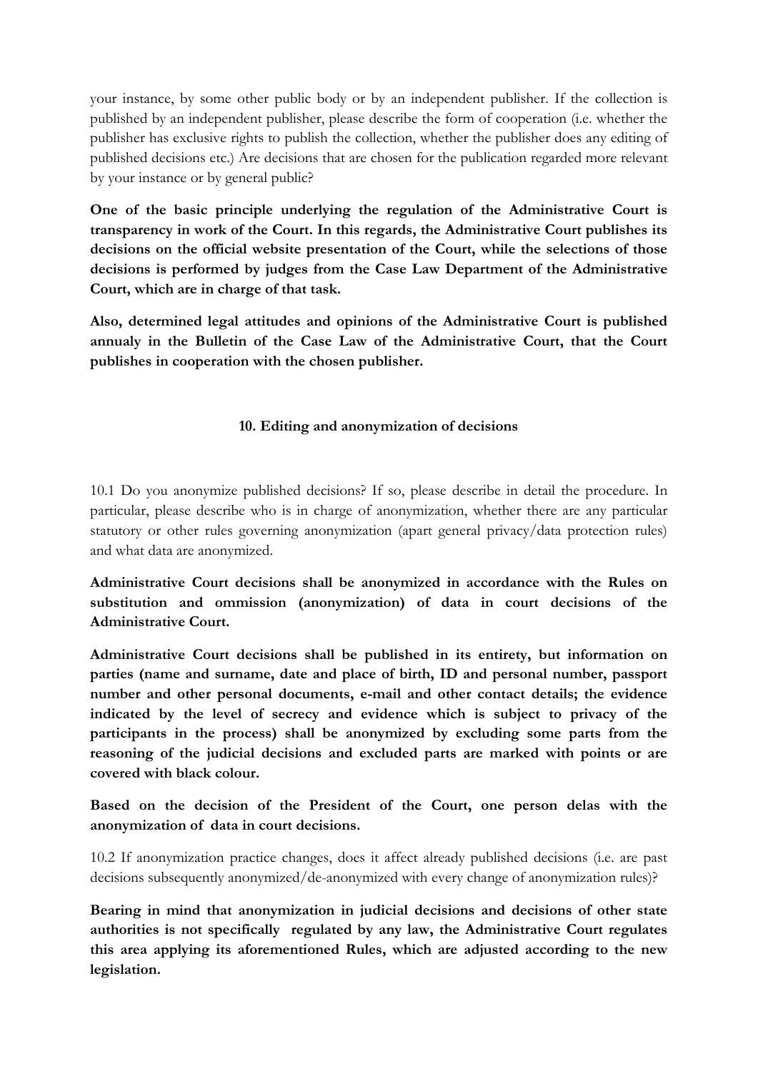your instance, by some other public body or by an independent publisher. If the collection is published by an independent publisher, please describe the form of cooperation (i.e. whether the publisher has exclusive rights to publish the collection, whether the publisher does any editing of published decisions etc.) Are decisions that are chosen for the publication regarded more relevant by your instance or by general public?

**One of the basic principle underlying the regulation of the Administrative Court is transparency in work of the Court. In this regards, the Administrative Court publishes its decisions on the official website presentation of the Court, while the selections of those decisions is performed by judges from the Case Law Department of the Administrative Court, which are in charge of that task.**

**Also, determined legal attitudes and opinions of the Administrative Court is published annualy in the Bulletin of the Case Law of the Administrative Court, that the Court publishes in cooperation with the chosen publisher.**

### 10. Editing and anonymization of decisions

10.1 Do you anonymize published decisions? If so, please describe in detail the procedure. In particular, please describe who is in charge of anonymization, whether there are any particular statutory or other rules governing anonymization (apart general privacy/data protection rules) and what data are anonymized.

**Administrative Court decisions shall be anonymized in accordance with the Rules on substitution and ommission (anonymization) of data in court decisions of the Administrative Court.**

**Administrative Court decisions shall be published in its entirety, but information on parties (name and surname, date and place of birth, ID and personal number, passport number and other personal documents, e-mail and other contact details; the evidence indicated by the level of secrecy and evidence which is subject to privacy of the participants in the process) shall be anonymized by excluding some parts from the reasoning of the judicial decisions and excluded parts are marked with points or are covered with black colour.**

**Based on the decision of the President of the Court, one person delas with the anonymization of data in court decisions.**

10.2 If anonymization practice changes, does it affect already published decisions (i.e. are past decisions subsequently anonymized/de-anonymized with every change of anonymization rules)?

**Bearing in mind that anonymization in judicial decisions and decisions of other state authorities is not specifically regulated by any law, the Administrative Court regulates this area applying its aforementioned Rules, which are adjusted according to the new legislation.**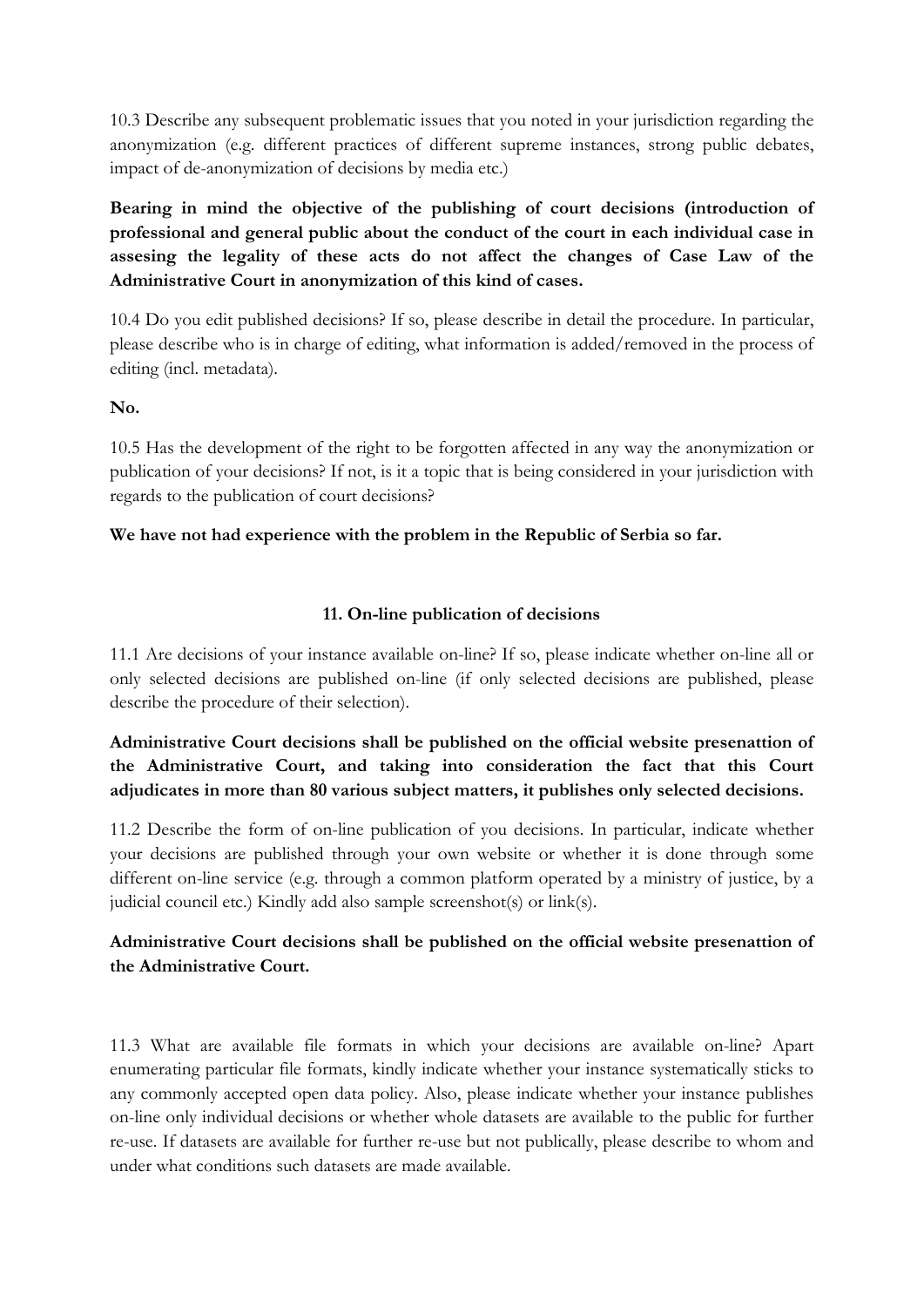10.3 Describe any subsequent problematic issues that you noted in your jurisdiction regarding the anonymization (e.g. different practices of different supreme instances, strong public debates, impact of de-anonymization of decisions by media etc.)

**Bearing in mind the objective of the publishing of court decisions (introduction of professional and general public about the conduct of the court in each individual case in assesing the legality of these acts do not affect the changes of Case Law of the Administrative Court in anonymization of this kind of cases.**

10.4 Do you edit published decisions? If so, please describe in detail the procedure. In particular, please describe who is in charge of editing, what information is added/removed in the process of editing (incl. metadata).

**No.**

10.5 Has the development of the right to be forgotten affected in any way the anonymization or publication of your decisions? If not, is it a topic that is being considered in your jurisdiction with regards to the publication of court decisions?

**We have not had experience with the problem in the Republic of Serbia so far.**

## 11. On-line publication of decisions

11.1 Are decisions of your instance available on-line? If so, please indicate whether on-line all or only selected decisions are published on-line (if only selected decisions are published, please describe the procedure of their selection).

**Administrative Court decisions shall be published on the official website presenattion of the Administrative Court, and taking into consideration the fact that this Court adjudicates in more than 80 various subject matters, it publishes only selected decisions.**

11.2 Describe the form of on-line publication of you decisions. In particular, indicate whether your decisions are published through your own website or whether it is done through some different on-line service (e.g. through a common platform operated by a ministry of justice, by a judicial council etc.) Kindly add also sample screenshot(s) or link(s).

**Administrative Court decisions shall be published on the official website presenattion of the Administrative Court.**

11.3 What are available file formats in which your decisions are available on-line? Apart enumerating particular file formats, kindly indicate whether your instance systematically sticks to any commonly accepted open data policy. Also, please indicate whether your instance publishes on-line only individual decisions or whether whole datasets are available to the public for further re-use. If datasets are available for further re-use but not publically, please describe to whom and under what conditions such datasets are made available.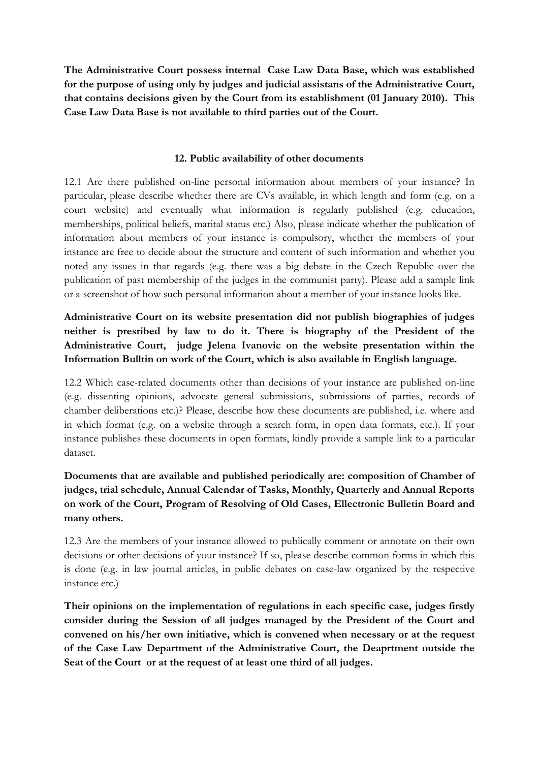**The Administrative Court possess internal Case Law Data Base, which was established for the purpose of using only by judges and judicial assistans of the Administrative Court, that contains decisions given by the Court from its establishment (01 January 2010). This Case Law Data Base is not available to third parties out of the Court.**

#### 12. Public availability of other documents

12.1 Are there published on-line personal information about members of your instance? In particular, please describe whether there are CVs available, in which length and form (e.g. on a court website) and eventually what information is regularly published (e.g. education, memberships, political beliefs, marital status etc.) Also, please indicate whether the publication of information about members of your instance is compulsory, whether the members of your instance are free to decide about the structure and content of such information and whether you noted any issues in that regards (e.g. there was a big debate in the Czech Republic over the publication of past membership of the judges in the communist party). Please add a sample link or a screenshot of how such personal information about a member of your instance looks like.

**Administrative Court on its website presentation did not publish biographies of judges neither is presribed by law to do it. There is biography of the President of the Administrative Court, judge Jelena Ivanovic on the website presentation within the Information Bulltin on work of the Court, which is also available in English language.**

12.2 Which case-related documents other than decisions of your instance are published on-line (e.g. dissenting opinions, advocate general submissions, submissions of parties, records of chamber deliberations etc.)? Please, describe how these documents are published, i.e. where and in which format (e.g. on a website through a search form, in open data formats, etc.). If your instance publishes these documents in open formats, kindly provide a sample link to a particular dataset.

**Documents that are available and published periodically are: composition of Chamber of judges, trial schedule, Annual Calendar of Tasks, Monthly, Quarterly and Annual Reports on work of the Court, Program of Resolving of Old Cases, Ellectronic Bulletin Board and many others.**

12.3 Are the members of your instance allowed to publically comment or annotate on their own decisions or other decisions of your instance? If so, please describe common forms in which this is done (e.g. in law journal articles, in public debates on case-law organized by the respective instance etc.)

**Their opinions on the implementation of regulations in each specific case, judges firstly consider during the Session of all judges managed by the President of the Court and convened on his/her own initiative, which is convened when necessary or at the request of the Case Law Department of the Administrative Court, the Deaprtment outside the Seat of the Court or at the request of at least one third of all judges.**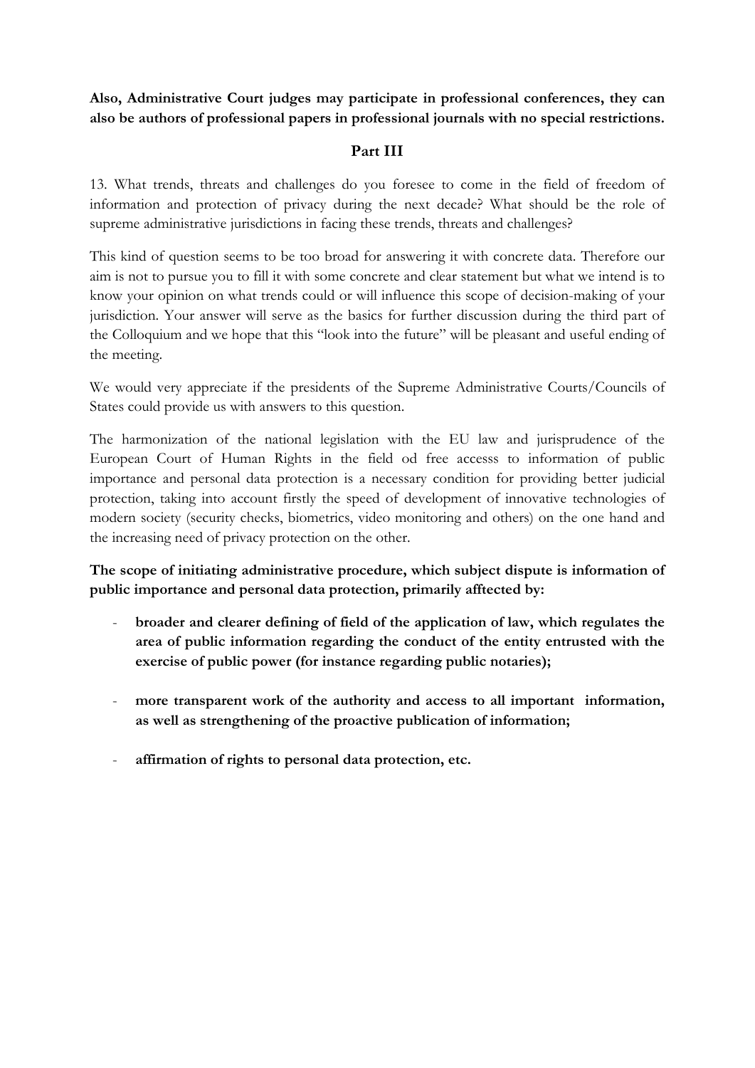**Also, Administrative Court judges may participate in professional conferences, they can also be authors of professional papers in professional journals with no special restrictions.**

## Part III

13. What trends, threats and challenges do you foresee to come in the field of freedom of information and protection of privacy during the next decade? What should be the role of supreme administrative jurisdictions in facing these trends, threats and challenges?

This kind of question seems to be too broad for answering it with concrete data. Therefore our aim is not to pursue you to fill it with some concrete and clear statement but what we intend is to know your opinion on what trends could or will influence this scope of decision-making of your jurisdiction. Your answer will serve as the basics for further discussion during the third part of the Colloquium and we hope that this "look into the future" will be pleasant and useful ending of the meeting.

We would very appreciate if the presidents of the Supreme Administrative Courts/Councils of States could provide us with answers to this question.

The harmonization of the national legislation with the EU law and jurisprudence of the European Court of Human Rights in the field od free accesss to information of public importance and personal data protection is a necessary condition for providing better judicial protection, taking into account firstly the speed of development of innovative technologies of modern society (security checks, biometrics, video monitoring and others) on the one hand and the increasing need of privacy protection on the other.

**The scope of initiating administrative procedure, which subject dispute is information of public importance and personal data protection, primarily afftected by:**

- **broader and clearer defining of field of the application of law, which regulates the area of public information regarding the conduct of the entity entrusted with the exercise of public power (for instance regarding public notaries);**
- **more transparent work of the authority and access to all important information, as well as strengthening of the proactive publication of information;**
- **affirmation of rights to personal data protection, etc.**